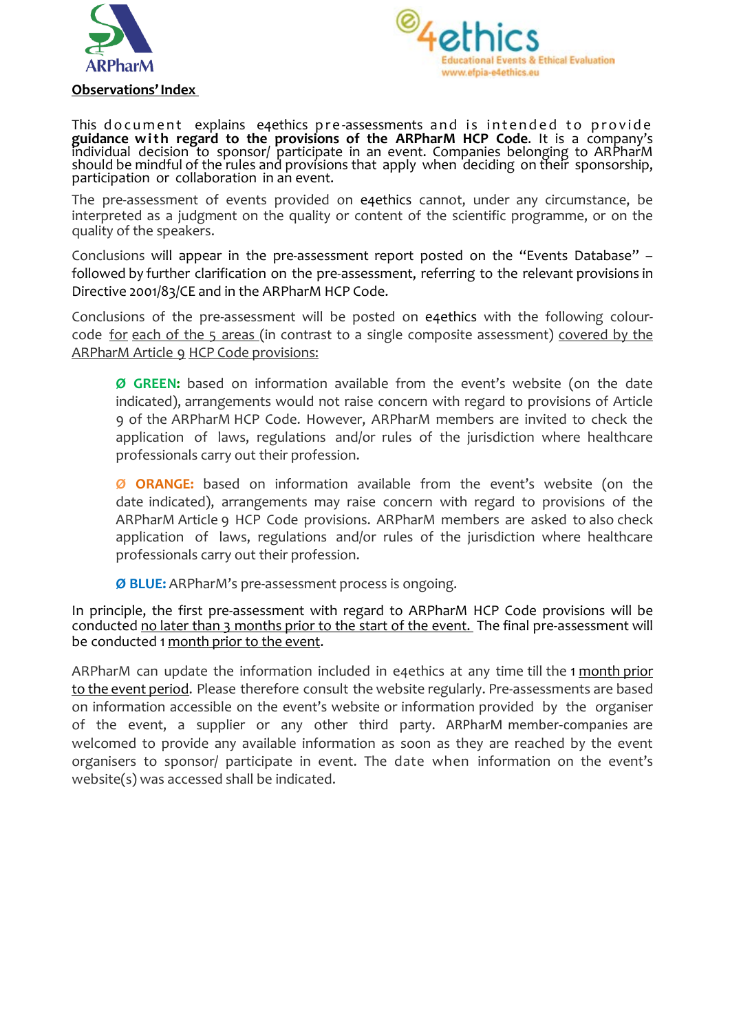ARPharM

e4ethics
Educational Events & Ethical Evaluation
www.efpia-e4ethics.eu

**Observations' Index**

This document explains e4ethics pre-assessments and is intended to provide **guidance with regard to the provisions of the ARPharM HCP Code**. It is a company's individual decision to sponsor/ participate in an event. Companies belonging to ARPharM should be mindful of the rules and provisions that apply when deciding on their sponsorship, participation or collaboration in an event.

The pre-assessment of events provided on e4ethics cannot, under any circumstance, be interpreted as a judgment on the quality or content of the scientific programme, or on the quality of the speakers.

Conclusions will appear in the pre-assessment report posted on the "Events Database" – followed by further clarification on the pre-assessment, referring to the relevant provisions in Directive 2001/83/CE and in the ARPharM HCP Code.

Conclusions of the pre-assessment will be posted on e4ethics with the following colour-code for each of the 5 areas (in contrast to a single composite assessment) covered by the ARPharM Article 9 HCP Code provisions:

- **GREEN:** based on information available from the event's website (on the date indicated), arrangements would not raise concern with regard to provisions of Article 9 of the ARPharM HCP Code. However, ARPharM members are invited to check the application of laws, regulations and/or rules of the jurisdiction where healthcare professionals carry out their profession.

- **ORANGE:** based on information available from the event's website (on the date indicated), arrangements may raise concern with regard to provisions of the ARPharM Article 9 HCP Code provisions. ARPharM members are asked to also check application of laws, regulations and/or rules of the jurisdiction where healthcare professionals carry out their profession.

- **BLUE:** ARPharM's pre-assessment process is ongoing.

In principle, the first pre-assessment with regard to ARPharM HCP Code provisions will be conducted no later than 3 months prior to the start of the event. The final pre-assessment will be conducted 1 month prior to the event.

ARPharM can update the information included in e4ethics at any time till the 1 month prior to the event period. Please therefore consult the website regularly. Pre-assessments are based on information accessible on the event's website or information provided by the organiser of the event, a supplier or any other third party. ARPharM member-companies are welcomed to provide any available information as soon as they are reached by the event organisers to sponsor/ participate in event. The date when information on the event's website(s) was accessed shall be indicated.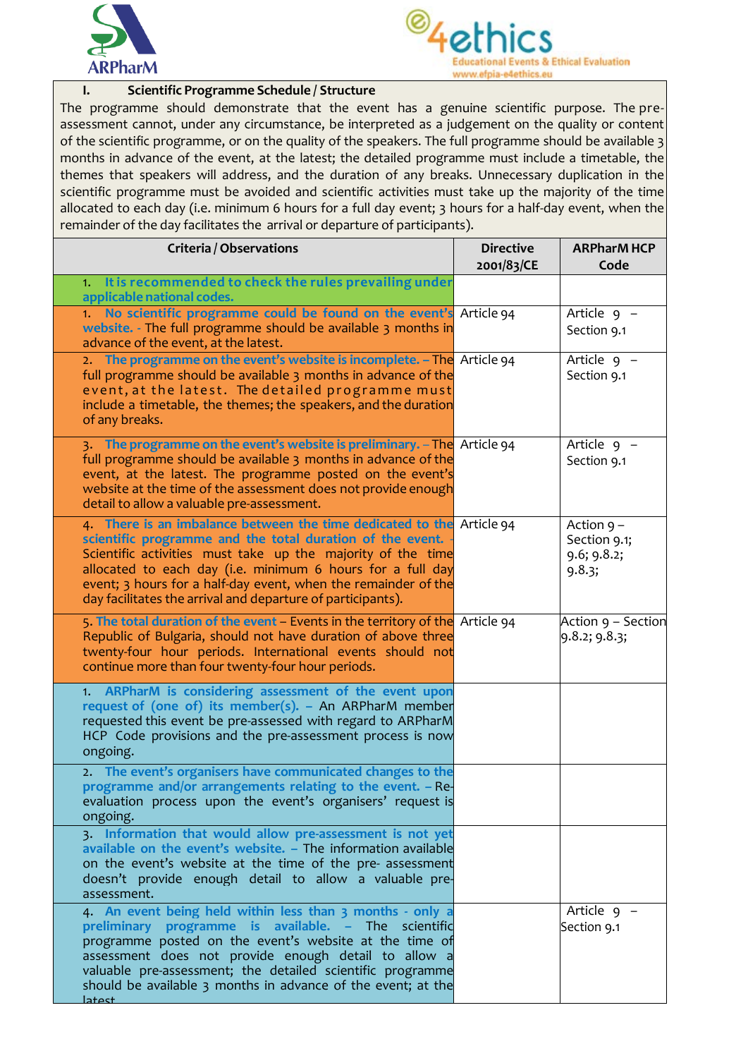## I. Scientific Programme Schedule / Structure

The programme should demonstrate that the event has a genuine scientific purpose. The pre-assessment cannot, under any circumstance, be interpreted as a judgement on the quality or content of the scientific programme, or on the quality of the speakers. The full programme should be available 3 months in advance of the event, at the latest; the detailed programme must include a timetable, the themes that speakers will address, and the duration of any breaks. Unnecessary duplication in the scientific programme must be avoided and scientific activities must take up the majority of the time allocated to each day (i.e. minimum 6 hours for a full day event; 3 hours for a half-day event, when the remainder of the day facilitates the arrival or departure of participants).

| Criteria / Observations | Directive 2001/83/CE | ARPharM HCP Code |
|---|---|---|
| 1. **It is recommended to check the rules prevailing under applicable national codes.** | | |
| 1. **No scientific programme could be found on the event's website.** - The full programme should be available 3 months in advance of the event, at the latest. | Article 94 | Article 9 – Section 9.1 |
| 2. **The programme on the event's website is incomplete.** – The full programme should be available 3 months in advance of the event, at the latest. The detailed programme must include a timetable, the themes; the speakers, and the duration of any breaks. | Article 94 | Article 9 – Section 9.1 |
| 3. **The programme on the event's website is preliminary.** – The full programme should be available 3 months in advance of the event, at the latest. The programme posted on the event's website at the time of the assessment does not provide enough detail to allow a valuable pre-assessment. | Article 94 | Article 9 – Section 9.1 |
| 4. **There is an imbalance between the time dedicated to the scientific programme and the total duration of the event.** - Scientific activities must take up the majority of the time allocated to each day (i.e. minimum 6 hours for a full day event; 3 hours for a half-day event, when the remainder of the day facilitates the arrival and departure of participants). | Article 94 | Action 9 – Section 9.1; 9.6; 9.8.2; 9.8.3; |
| 5. **The total duration of the event** – Events in the territory of the Republic of Bulgaria, should not have duration of above three twenty-four hour periods. International events should not continue more than four twenty-four hour periods. | Article 94 | Action 9 – Section 9.8.2; 9.8.3; |
| 1. **ARPharM is considering assessment of the event upon request of (one of) its member(s).** – An ARPharM member requested this event be pre-assessed with regard to ARPharM HCP Code provisions and the pre-assessment process is now ongoing. | | |
| 2. **The event's organisers have communicated changes to the programme and/or arrangements relating to the event.** – Re-evaluation process upon the event's organisers' request is ongoing. | | |
| 3. **Information that would allow pre-assessment is not yet available on the event's website.** – The information available on the event's website at the time of the pre- assessment doesn't provide enough detail to allow a valuable pre-assessment. | | |
| 4. **An event being held within less than 3 months - only a preliminary programme is available.** – The scientific programme posted on the event's website at the time of assessment does not provide enough detail to allow a valuable pre-assessment; the detailed scientific programme should be available 3 months in advance of the event; at the latest. | | Article 9 – Section 9.1 |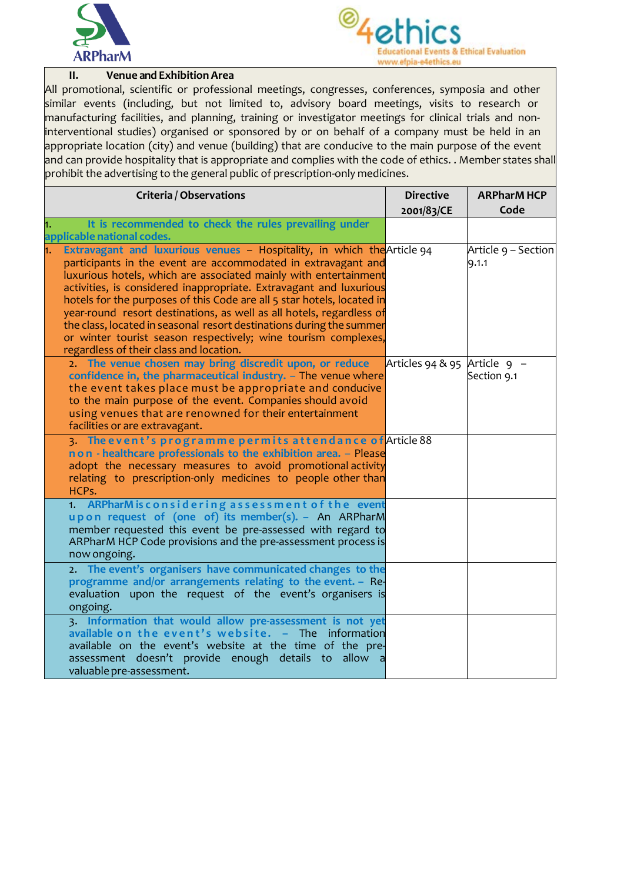## II. Venue and Exhibition Area

All promotional, scientific or professional meetings, congresses, conferences, symposia and other similar events (including, but not limited to, advisory board meetings, visits to research or manufacturing facilities, and planning, training or investigator meetings for clinical trials and non-interventional studies) organised or sponsored by or on behalf of a company must be held in an appropriate location (city) and venue (building) that are conducive to the main purpose of the event and can provide hospitality that is appropriate and complies with the code of ethics. . Member states shall prohibit the advertising to the general public of prescription-only medicines.

| Criteria / Observations | Directive 2001/83/CE | ARPharM HCP Code |
|---|---|---|
| 1. **It is recommended to check the rules prevailing under applicable national codes.** | | |
| 1. **Extravagant and luxurious venues** – Hospitality, in which the participants in the event are accommodated in extravagant and luxurious hotels, which are associated mainly with entertainment activities, is considered inappropriate. Extravagant and luxurious hotels for the purposes of this Code are all 5 star hotels, located in year-round resort destinations, as well as all hotels, regardless of the class, located in seasonal resort destinations during the summer or winter tourist season respectively; wine tourism complexes, regardless of their class and location. | Article 94 | Article 9 – Section 9.1.1 |
| 2. **The venue chosen may bring discredit upon, or reduce confidence in, the pharmaceutical industry.** – The venue where the event takes place must be appropriate and conducive to the main purpose of the event. Companies should avoid using venues that are renowned for their entertainment facilities or are extravagant. | Articles 94 & 95 | Article 9 – Section 9.1 |
| 3. **The event's programme permits attendance of non - healthcare professionals to the exhibition area.** – Please adopt the necessary measures to avoid promotional activity relating to prescription-only medicines to people other than HCPs. | Article 88 | |
| 1. **ARPharM is considering assessment of the event upon request of (one of) its member(s).** – An ARPharM member requested this event be pre-assessed with regard to ARPharM HCP Code provisions and the pre-assessment process is now ongoing. | | |
| 2. **The event's organisers have communicated changes to the programme and/or arrangements relating to the event.** – Re-evaluation upon the request of the event's organisers is ongoing. | | |
| 3. **Information that would allow pre-assessment is not yet available on the event's website.** – The information available on the event's website at the time of the pre-assessment doesn't provide enough details to allow a valuable pre-assessment. | | |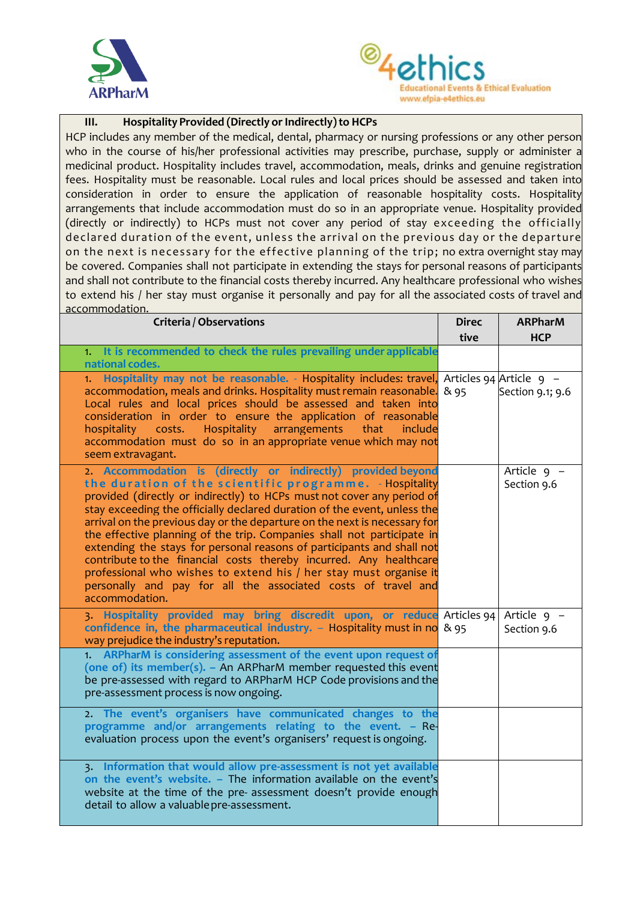### III. Hospitality Provided (Directly or Indirectly) to HCPs

HCP includes any member of the medical, dental, pharmacy or nursing professions or any other person who in the course of his/her professional activities may prescribe, purchase, supply or administer a medicinal product. Hospitality includes travel, accommodation, meals, drinks and genuine registration fees. Hospitality must be reasonable. Local rules and local prices should be assessed and taken into consideration in order to ensure the application of reasonable hospitality costs. Hospitality arrangements that include accommodation must do so in an appropriate venue. Hospitality provided (directly or indirectly) to HCPs must not cover any period of stay exceeding the officially declared duration of the event, unless the arrival on the previous day or the departure on the next is necessary for the effective planning of the trip; no extra overnight stay may be covered. Companies shall not participate in extending the stays for personal reasons of participants and shall not contribute to the financial costs thereby incurred. Any healthcare professional who wishes to extend his / her stay must organise it personally and pay for all the associated costs of travel and accommodation.

| Criteria / Observations | Directive | ARPharM HCP |
|---|---|---|
| 1. **It is recommended to check the rules prevailing under applicable national codes.** | | |
| 1. **Hospitality may not be reasonable.** - Hospitality includes: travel, accommodation, meals and drinks. Hospitality must remain reasonable. Local rules and local prices should be assessed and taken into consideration in order to ensure the application of reasonable hospitality costs. Hospitality arrangements that include accommodation must do so in an appropriate venue which may not seem extravagant. | Articles 94 & 95 | Article 9 – Section 9.1; 9.6 |
| 2. **Accommodation is (directly or indirectly) provided beyond the duration of the scientific programme.** - Hospitality provided (directly or indirectly) to HCPs must not cover any period of stay exceeding the officially declared duration of the event, unless the arrival on the previous day or the departure on the next is necessary for the effective planning of the trip. Companies shall not participate in extending the stays for personal reasons of participants and shall not contribute to the financial costs thereby incurred. Any healthcare professional who wishes to extend his / her stay must organise it personally and pay for all the associated costs of travel and accommodation. | | Article 9 – Section 9.6 |
| 3. **Hospitality provided may bring discredit upon, or reduce confidence in, the pharmaceutical industry.** – Hospitality must in no way prejudice the industry's reputation. | Articles 94 & 95 | Article 9 – Section 9.6 |
| 1. **ARPharM is considering assessment of the event upon request of (one of) its member(s).** – An ARPharM member requested this event be pre-assessed with regard to ARPharM HCP Code provisions and the pre-assessment process is now ongoing. | | |
| 2. **The event's organisers have communicated changes to the programme and/or arrangements relating to the event.** – Re-evaluation process upon the event's organisers' request is ongoing. | | |
| 3. **Information that would allow pre-assessment is not yet available on the event's website.** – The information available on the event's website at the time of the pre- assessment doesn't provide enough detail to allow a valuable pre-assessment. | | |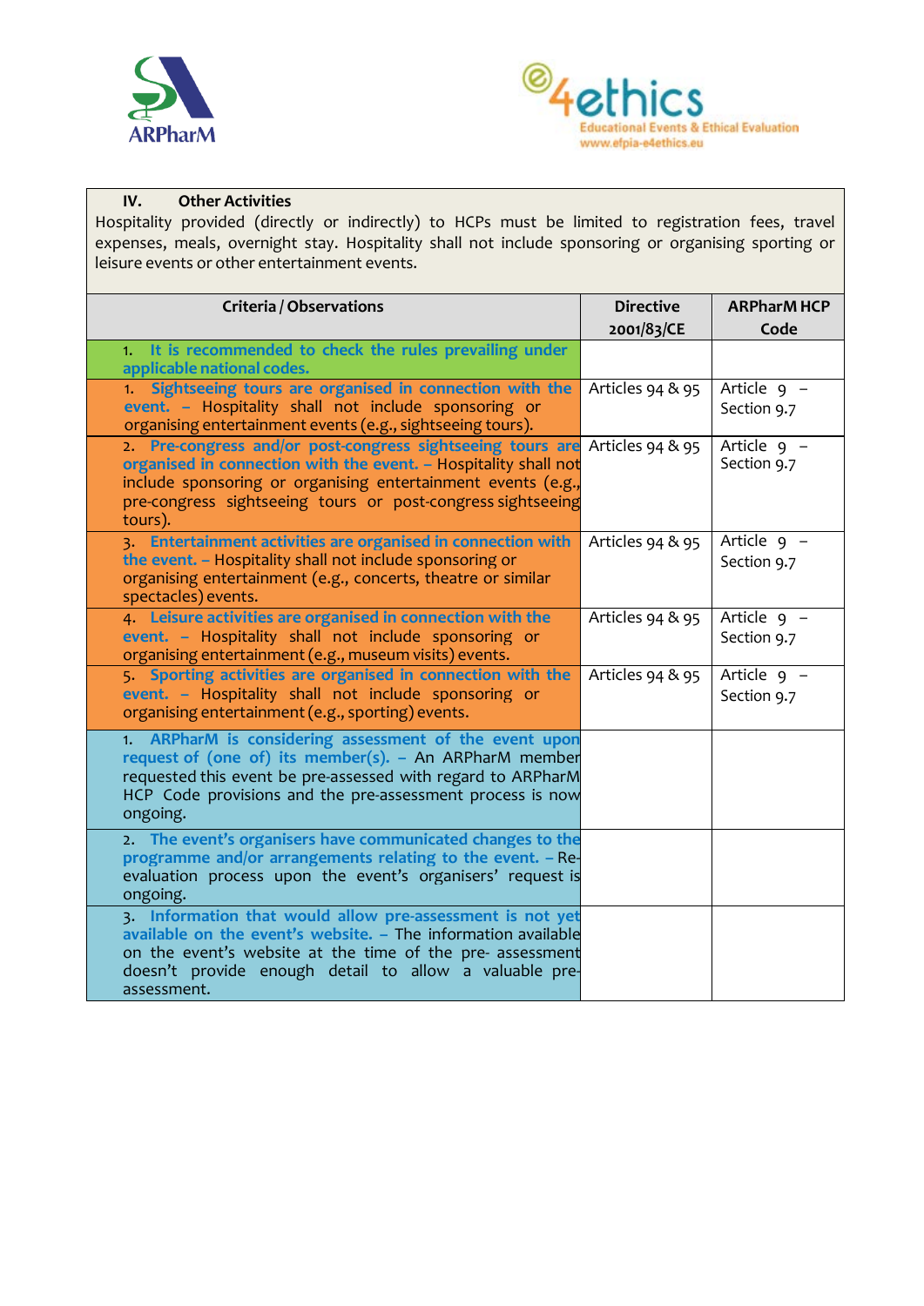## IV. Other Activities

Hospitality provided (directly or indirectly) to HCPs must be limited to registration fees, travel expenses, meals, overnight stay. Hospitality shall not include sponsoring or organising sporting or leisure events or other entertainment events.

| Criteria / Observations | Directive 2001/83/CE | ARPharM HCP Code |
|---|---|---|
| 1. **It is recommended to check the rules prevailing under applicable national codes.** | | |
| 1. **Sightseeing tours are organised in connection with the event.** – Hospitality shall not include sponsoring or organising entertainment events (e.g., sightseeing tours). | Articles 94 & 95 | Article 9 – Section 9.7 |
| 2. **Pre-congress and/or post-congress sightseeing tours are organised in connection with the event.** – Hospitality shall not include sponsoring or organising entertainment events (e.g., pre-congress sightseeing tours or post-congress sightseeing tours). | Articles 94 & 95 | Article 9 – Section 9.7 |
| 3. **Entertainment activities are organised in connection with the event.** – Hospitality shall not include sponsoring or organising entertainment (e.g., concerts, theatre or similar spectacles) events. | Articles 94 & 95 | Article 9 – Section 9.7 |
| 4. **Leisure activities are organised in connection with the event.** – Hospitality shall not include sponsoring or organising entertainment (e.g., museum visits) events. | Articles 94 & 95 | Article 9 – Section 9.7 |
| 5. **Sporting activities are organised in connection with the event.** – Hospitality shall not include sponsoring or organising entertainment (e.g., sporting) events. | Articles 94 & 95 | Article 9 – Section 9.7 |
| 1. **ARPharM is considering assessment of the event upon request of (one of) its member(s).** – An ARPharM member requested this event be pre-assessed with regard to ARPharM HCP Code provisions and the pre-assessment process is now ongoing. | | |
| 2. **The event's organisers have communicated changes to the programme and/or arrangements relating to the event.** – Re-evaluation process upon the event's organisers' request is ongoing. | | |
| 3. **Information that would allow pre-assessment is not yet available on the event's website.** – The information available on the event's website at the time of the pre- assessment doesn't provide enough detail to allow a valuable pre-assessment. | | |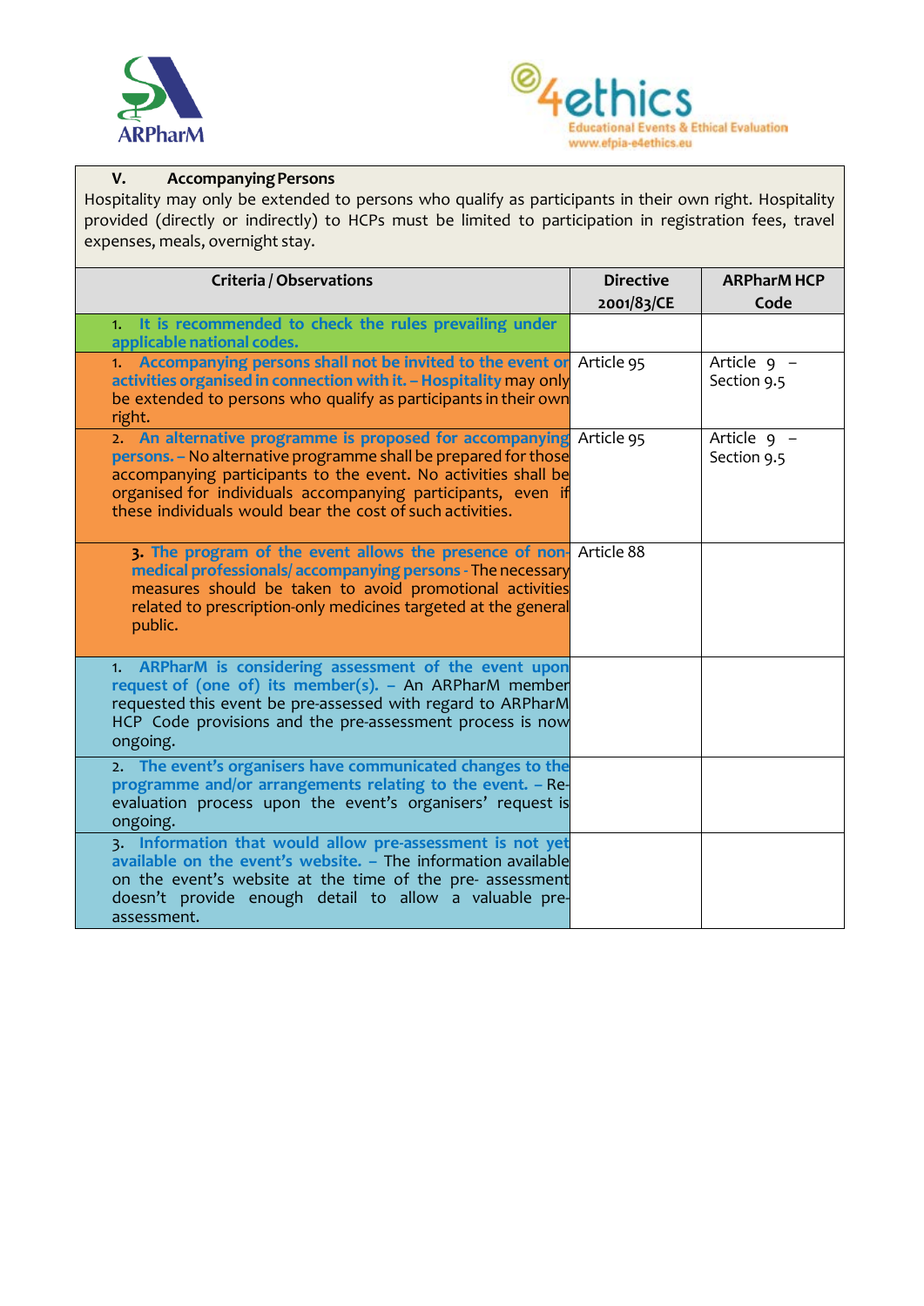| **V. Accompanying Persons** | | |
|---|---|---|
| Hospitality may only be extended to persons who qualify as participants in their own right. Hospitality provided (directly or indirectly) to HCPs must be limited to participation in registration fees, travel expenses, meals, overnight stay. | | |
| **Criteria / Observations** | **Directive 2001/83/CE** | **ARPharM HCP Code** |
| 1. **It is recommended to check the rules prevailing under applicable national codes.** | | |
| 1. **Accompanying persons shall not be invited to the event or activities organised in connection with it. – Hospitality** may only be extended to persons who qualify as participants in their own right. | Article 95 | Article 9 – Section 9.5 |
| 2. **An alternative programme is proposed for accompanying persons. –** No alternative programme shall be prepared for those accompanying participants to the event. No activities shall be organised for individuals accompanying participants, even if these individuals would bear the cost of such activities. | Article 95 | Article 9 – Section 9.5 |
| 3. **The program of the event allows the presence of non-medical professionals/ accompanying persons -** The necessary measures should be taken to avoid promotional activities related to prescription-only medicines targeted at the general public. | Article 88 | |
| 1. **ARPharM is considering assessment of the event upon request of (one of) its member(s). –** An ARPharM member requested this event be pre-assessed with regard to ARPharM HCP Code provisions and the pre-assessment process is now ongoing. | | |
| 2. **The event's organisers have communicated changes to the programme and/or arrangements relating to the event. –** Re-evaluation process upon the event's organisers' request is ongoing. | | |
| 3. **Information that would allow pre-assessment is not yet available on the event's website. –** The information available on the event's website at the time of the pre- assessment doesn't provide enough detail to allow a valuable pre-assessment. | | |